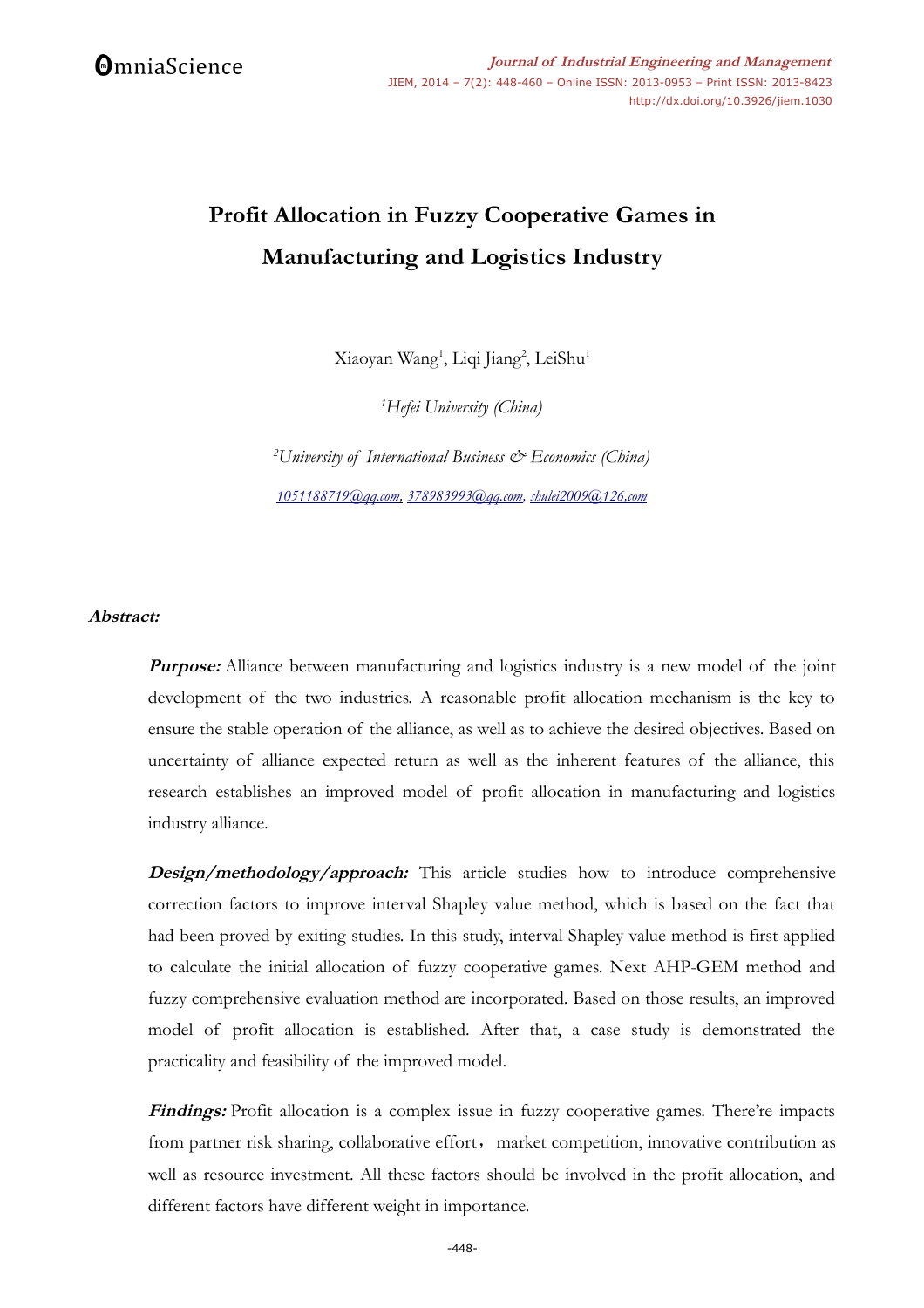# Profit Allocation in Fuzzy Cooperative Games in Manufacturing and Logistics Industry

Xiaoyan Wang[1], Liqi Jiang[2], LeiShu[1]

[1]*Hefei University (China)*

[2]*University of International Business & Economics (China)*

*1051188719@qq.com, 378983993@qq.com, sbulei2009@126,com*

**Abstract:**

***Purpose:*** Alliance between manufacturing and logistics industry is a new model of the joint development of the two industries. A reasonable profit allocation mechanism is the key to ensure the stable operation of the alliance, as well as to achieve the desired objectives. Based on uncertainty of alliance expected return as well as the inherent features of the alliance, this research establishes an improved model of profit allocation in manufacturing and logistics industry alliance.

***Design/methodology/approach:*** This article studies how to introduce comprehensive correction factors to improve interval Shapley value method, which is based on the fact that had been proved by exiting studies. In this study, interval Shapley value method is first applied to calculate the initial allocation of fuzzy cooperative games. Next AHP-GEM method and fuzzy comprehensive evaluation method are incorporated. Based on those results, an improved model of profit allocation is established. After that, a case study is demonstrated the practicality and feasibility of the improved model.

***Findings:*** Profit allocation is a complex issue in fuzzy cooperative games. There're impacts from partner risk sharing, collaborative effort， market competition, innovative contribution as well as resource investment. All these factors should be involved in the profit allocation, and different factors have different weight in importance.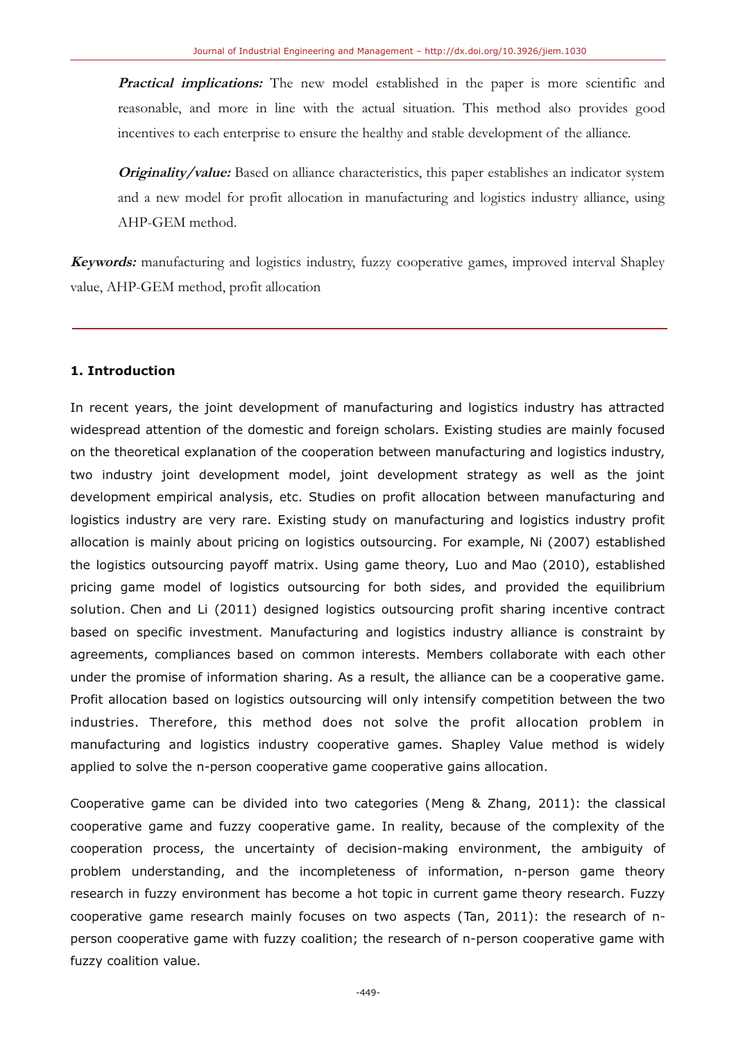***Practical implications:*** The new model established in the paper is more scientific and reasonable, and more in line with the actual situation. This method also provides good incentives to each enterprise to ensure the healthy and stable development of the alliance.

***Originality/value:*** Based on alliance characteristics, this paper establishes an indicator system and a new model for profit allocation in manufacturing and logistics industry alliance, using AHP-GEM method.

***Keywords:*** manufacturing and logistics industry, fuzzy cooperative games, improved interval Shapley value, AHP-GEM method, profit allocation

## 1. Introduction

In recent years, the joint development of manufacturing and logistics industry has attracted widespread attention of the domestic and foreign scholars. Existing studies are mainly focused on the theoretical explanation of the cooperation between manufacturing and logistics industry, two industry joint development model, joint development strategy as well as the joint development empirical analysis, etc. Studies on profit allocation between manufacturing and logistics industry are very rare. Existing study on manufacturing and logistics industry profit allocation is mainly about pricing on logistics outsourcing. For example, Ni (2007) established the logistics outsourcing payoff matrix. Using game theory, Luo and Mao (2010), established pricing game model of logistics outsourcing for both sides, and provided the equilibrium solution. Chen and Li (2011) designed logistics outsourcing profit sharing incentive contract based on specific investment. Manufacturing and logistics industry alliance is constraint by agreements, compliances based on common interests. Members collaborate with each other under the promise of information sharing. As a result, the alliance can be a cooperative game. Profit allocation based on logistics outsourcing will only intensify competition between the two industries. Therefore, this method does not solve the profit allocation problem in manufacturing and logistics industry cooperative games. Shapley Value method is widely applied to solve the n-person cooperative game cooperative gains allocation.

Cooperative game can be divided into two categories (Meng & Zhang, 2011): the classical cooperative game and fuzzy cooperative game. In reality, because of the complexity of the cooperation process, the uncertainty of decision-making environment, the ambiguity of problem understanding, and the incompleteness of information, n-person game theory research in fuzzy environment has become a hot topic in current game theory research. Fuzzy cooperative game research mainly focuses on two aspects (Tan, 2011): the research of n-person cooperative game with fuzzy coalition; the research of n-person cooperative game with fuzzy coalition value.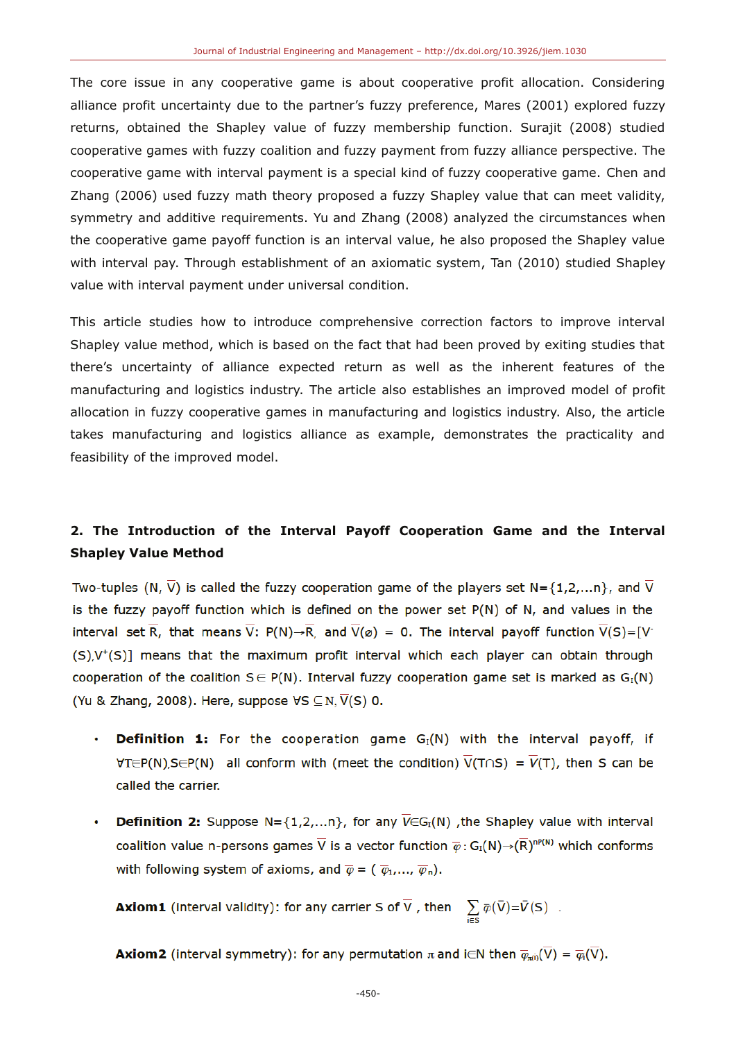The core issue in any cooperative game is about cooperative profit allocation. Considering alliance profit uncertainty due to the partner's fuzzy preference, Mares (2001) explored fuzzy returns, obtained the Shapley value of fuzzy membership function. Surajit (2008) studied cooperative games with fuzzy coalition and fuzzy payment from fuzzy alliance perspective. The cooperative game with interval payment is a special kind of fuzzy cooperative game. Chen and Zhang (2006) used fuzzy math theory proposed a fuzzy Shapley value that can meet validity, symmetry and additive requirements. Yu and Zhang (2008) analyzed the circumstances when the cooperative game payoff function is an interval value, he also proposed the Shapley value with interval pay. Through establishment of an axiomatic system, Tan (2010) studied Shapley value with interval payment under universal condition.

This article studies how to introduce comprehensive correction factors to improve interval Shapley value method, which is based on the fact that had been proved by exiting studies that there's uncertainty of alliance expected return as well as the inherent features of the manufacturing and logistics industry. The article also establishes an improved model of profit allocation in fuzzy cooperative games in manufacturing and logistics industry. Also, the article takes manufacturing and logistics alliance as example, demonstrates the practicality and feasibility of the improved model.

## 2. The Introduction of the Interval Payoff Cooperation Game and the Interval Shapley Value Method

Two-tuples $(N, \overline{V})$ is called the fuzzy cooperation game of the players set $N=\{1,2,\ldots n\}$, and $\overline{V}$ is the fuzzy payoff function which is defined on the power set $P(N)$ of N, and values in the interval set $\overline{R}$, that means $\overline{V}$: $P(N)\rightarrow\overline{R}$, and $\overline{V}(\varnothing) = 0$. The interval payoff function $\overline{V}(S)=[V^{-}(S),V^{+}(S)]$ means that the maximum profit interval which each player can obtain through cooperation of the coalition $S\in P(N)$. Interval fuzzy cooperation game set is marked as $G_I(N)$ (Yu & Zhang, 2008). Here, suppose $\forall S\subseteq N, \overline{V}(S)$ 0.

- **Definition 1:** For the cooperation game $G_I(N)$ with the interval payoff, if $\forall T\in P(N), S\in P(N)$ all conform with (meet the condition) $\overline{V}(T\cap S) = \overline{V}(T)$, then S can be called the carrier.

- **Definition 2:** Suppose $N=\{1,2,\ldots n\}$, for any $\overline{V}\in G_I(N)$ ,the Shapley value with interval coalition value n-persons games $\overline{V}$ is a vector function $\overline{\varphi}: G_I(N)\rightarrow(\overline{R})^{nP(N)}$ which conforms with following system of axioms, and $\overline{\varphi} = (\overline{\varphi}_1,\ldots, \overline{\varphi}_n)$.

**Axiom1** (interval validity): for any carrier S of $\overline{V}$ , then $\sum_{i\in S}\overline{\varphi}(\overline{V})=\overline{V}(S)$ .

**Axiom2** (interval symmetry): for any permutation $\pi$ and $i\in N$ then $\overline{\varphi}_{\pi(i)}(\overline{V}) = \overline{\varphi}_i(\overline{V})$.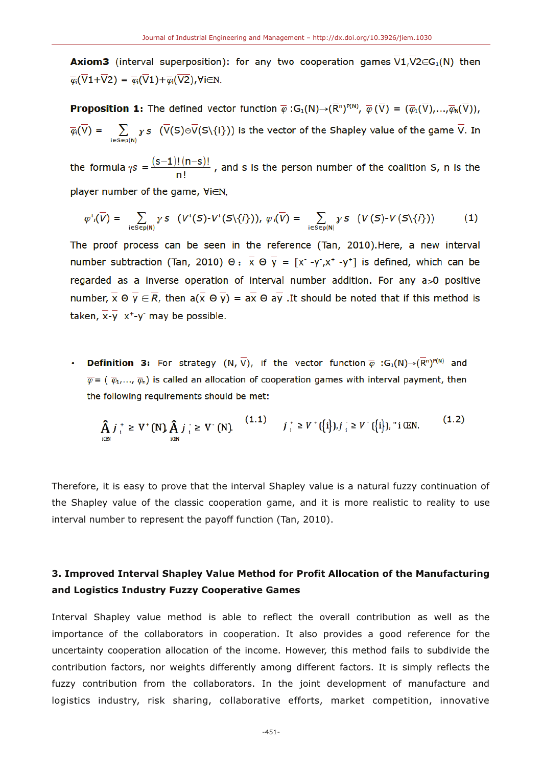**Axiom3** (interval superposition): for any two cooperation games $\overline{V}1,\overline{V}2\in G_1(N)$ then $\overline{\varphi}_i(\overline{V}1+\overline{V}2) = \overline{\varphi}_i(\overline{V}1)+\overline{\varphi}_i(\overline{V}2), \forall i\in N$.

**Proposition 1:** The defined vector function $\overline{\varphi}:G_1(N)\to(\overline{R}^n)^{P(N)}$, $\overline{\varphi}(\overline{V}) = (\overline{\varphi}_1(\overline{V}),\ldots,\overline{\varphi}_N(\overline{V}))$, $\overline{\varphi}_i(\overline{V}) = \sum_{i\in S\in p(N)} \gamma s\ (\overline{V}(S)\ominus\overline{V}(S\backslash\{i\}))$ is the vector of the Shapley value of the game $\overline{V}$. In the formula $\gamma s = \dfrac{(s-1)!(n-s)!}{n!}$, and s is the person number of the coalition S, n is the player number of the game, $\forall i\in N$,

$$\varphi^+_i(\overline{V}) = \sum_{i\in S\in p(N)} \gamma s\ \ (V^+(S)\text{-}V^+(S\backslash\{i\})),\ \varphi^-_i(\overline{V}) = \sum_{i\in S\in p(N)} \gamma s\ \ (V^-(S)\text{-}V^-(S\backslash\{i\})) \tag{1}$$

The proof process can be seen in the reference (Tan, 2010).Here, a new interval number subtraction (Tan, 2010) $\ominus$: $\overline{x}\ominus\overline{y} = [x^- - y^-, x^+ - y^+]$ is defined, which can be regarded as a inverse operation of interval number addition. For any a>0 positive number, $\overline{x}\ominus\overline{y}\in R$, then $a(\overline{x}\ominus\overline{y}) = a\overline{x}\ominus a\overline{y}$ .It should be noted that if this method is taken, $\overline{x}\text{-}\overline{y}$ $x^+\text{-}y^-$ may be possible.

- **Definition 3:** For strategy $(N,\overline{V})$, if the vector function $\overline{\varphi}$ $:G_1(N)\to(\overline{R}^n)^{P(N)}$ and $\overline{\varphi} = (\overline{\varphi}_1,\ldots,\overline{\varphi}_n)$ is called an allocation of cooperation games with interval payment, then the following requirements should be met:

$$\sum_{i\in N}\varphi_i^+ \geq V^+(N), \sum_{i\in N}\varphi_i^- \geq V^-(N). \tag{1.1}$$

$$\varphi_i^+ \geq V^+(\{i\}), \varphi_i^- \geq V^-(\{i\}), \forall i\in N. \tag{1.2}$$

Therefore, it is easy to prove that the interval Shapley value is a natural fuzzy continuation of the Shapley value of the classic cooperation game, and it is more realistic to reality to use interval number to represent the payoff function (Tan, 2010).

## 3. Improved Interval Shapley Value Method for Profit Allocation of the Manufacturing and Logistics Industry Fuzzy Cooperative Games

Interval Shapley value method is able to reflect the overall contribution as well as the importance of the collaborators in cooperation. It also provides a good reference for the uncertainty cooperation allocation of the income. However, this method fails to subdivide the contribution factors, nor weights differently among different factors. It is simply reflects the fuzzy contribution from the collaborators. In the joint development of manufacture and logistics industry, risk sharing, collaborative efforts, market competition, innovative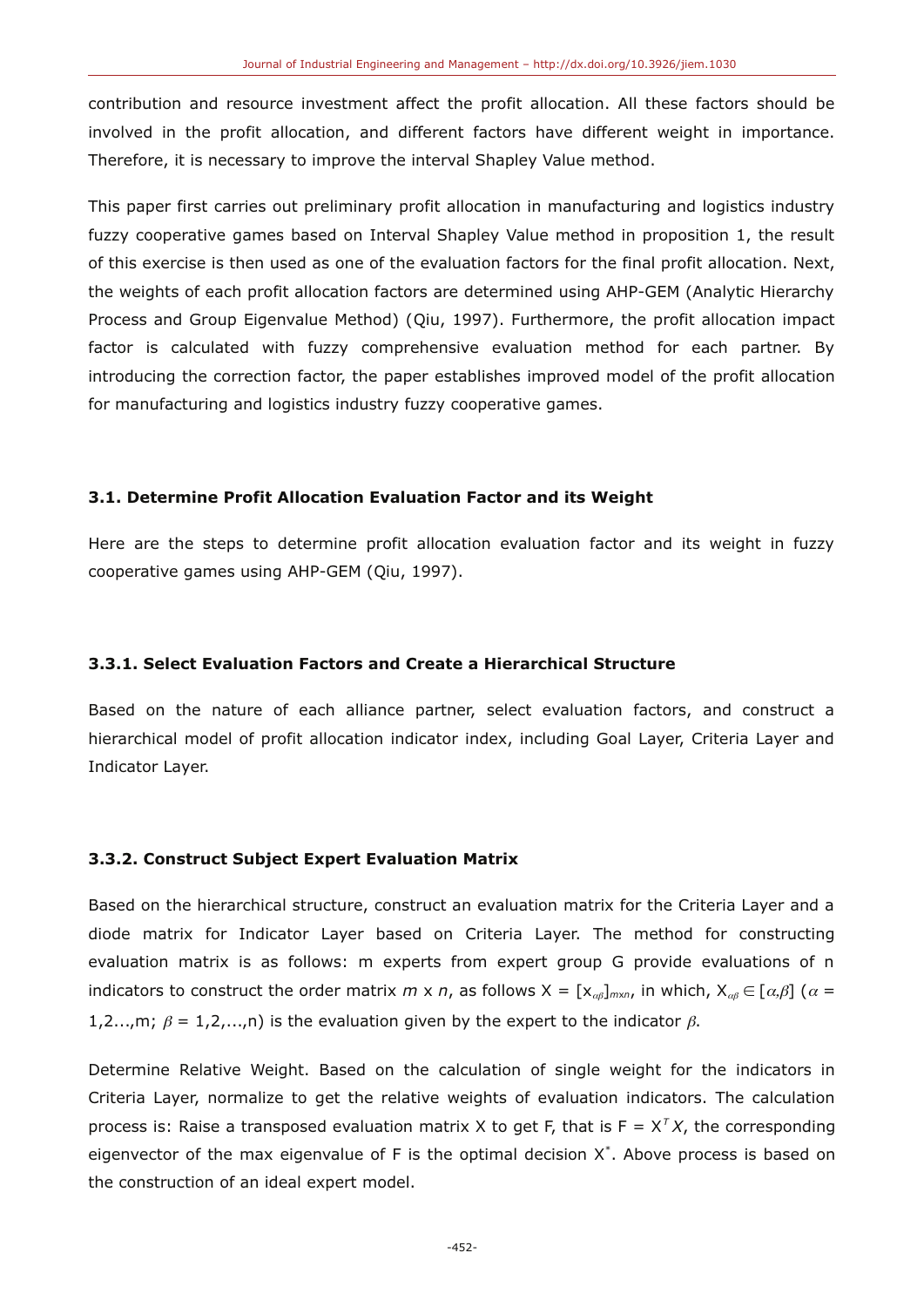contribution and resource investment affect the profit allocation. All these factors should be involved in the profit allocation, and different factors have different weight in importance. Therefore, it is necessary to improve the interval Shapley Value method.

This paper first carries out preliminary profit allocation in manufacturing and logistics industry fuzzy cooperative games based on Interval Shapley Value method in proposition 1, the result of this exercise is then used as one of the evaluation factors for the final profit allocation. Next, the weights of each profit allocation factors are determined using AHP-GEM (Analytic Hierarchy Process and Group Eigenvalue Method) (Qiu, 1997). Furthermore, the profit allocation impact factor is calculated with fuzzy comprehensive evaluation method for each partner. By introducing the correction factor, the paper establishes improved model of the profit allocation for manufacturing and logistics industry fuzzy cooperative games.

### 3.1. Determine Profit Allocation Evaluation Factor and its Weight

Here are the steps to determine profit allocation evaluation factor and its weight in fuzzy cooperative games using AHP-GEM (Qiu, 1997).

#### 3.3.1. Select Evaluation Factors and Create a Hierarchical Structure

Based on the nature of each alliance partner, select evaluation factors, and construct a hierarchical model of profit allocation indicator index, including Goal Layer, Criteria Layer and Indicator Layer.

#### 3.3.2. Construct Subject Expert Evaluation Matrix

Based on the hierarchical structure, construct an evaluation matrix for the Criteria Layer and a diode matrix for Indicator Layer based on Criteria Layer. The method for constructing evaluation matrix is as follows: m experts from expert group G provide evaluations of n indicators to construct the order matrix $m \times n$, as follows $X = [x_{\alpha\beta}]_{m\times n}$, in which, $X_{\alpha\beta} \in [\alpha,\beta]$ ($\alpha$ = 1,2...,m; $\beta$ = 1,2,...,n) is the evaluation given by the expert to the indicator $\beta$.

Determine Relative Weight. Based on the calculation of single weight for the indicators in Criteria Layer, normalize to get the relative weights of evaluation indicators. The calculation process is: Raise a transposed evaluation matrix X to get F, that is $F = X^T X$, the corresponding eigenvector of the max eigenvalue of F is the optimal decision $X^*$. Above process is based on the construction of an ideal expert model.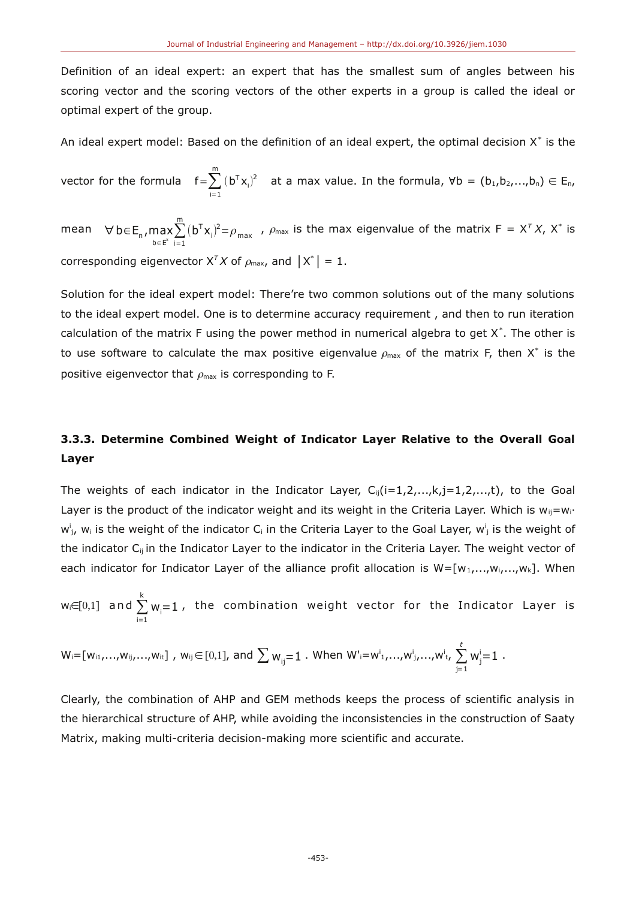Definition of an ideal expert: an expert that has the smallest sum of angles between his scoring vector and the scoring vectors of the other experts in a group is called the ideal or optimal expert of the group.

An ideal expert model: Based on the definition of an ideal expert, the optimal decision $X^*$ is the vector for the formula $f=\sum_{i=1}^{m}(b^T x_i)^2$ at a max value. In the formula, $\forall b = (b_1,b_2,...,b_n) \in E_n$, mean $\forall b \in E_n, \max_{b \in E^*} \sum_{i=1}^{m}(b^T x_i)^2 = \rho_{max}$, $\rho_{max}$ is the max eigenvalue of the matrix $F = X^T X$, $X^*$ is corresponding eigenvector $X^T X$ of $\rho_{max}$, and $|X^*| = 1$.

Solution for the ideal expert model: There're two common solutions out of the many solutions to the ideal expert model. One is to determine accuracy requirement , and then to run iteration calculation of the matrix F using the power method in numerical algebra to get $X^*$. The other is to use software to calculate the max positive eigenvalue $\rho_{max}$ of the matrix F, then $X^*$ is the positive eigenvector that $\rho_{max}$ is corresponding to F.

### 3.3.3. Determine Combined Weight of Indicator Layer Relative to the Overall Goal Layer

The weights of each indicator in the Indicator Layer, $C_{ij}(i=1,2,...,k,j=1,2,...,t)$, to the Goal Layer is the product of the indicator weight and its weight in the Criteria Layer. Which is $w_{ij}=w_i \cdot w^i_j$, $w_i$ is the weight of the indicator $C_i$ in the Criteria Layer to the Goal Layer, $w^i_j$ is the weight of the indicator $C_{ij}$ in the Indicator Layer to the indicator in the Criteria Layer. The weight vector of each indicator for Indicator Layer of the alliance profit allocation is $W=[w_1,...,w_i,...,w_k]$. When $w_i \in [0,1]$ and $\sum_{i=1}^{k} w_i=1$, the combination weight vector for the Indicator Layer is $W_i=[w_{i1},...,w_{ij},...,w_{it}]$, $w_{ij} \in [0,1]$, and $\sum w_{ij}=1$. When $W'_i=w^i_1,...,w^i_j,...,w^i_t$, $\sum_{j=1}^{t} w^i_j=1$.

Clearly, the combination of AHP and GEM methods keeps the process of scientific analysis in the hierarchical structure of AHP, while avoiding the inconsistencies in the construction of Saaty Matrix, making multi-criteria decision-making more scientific and accurate.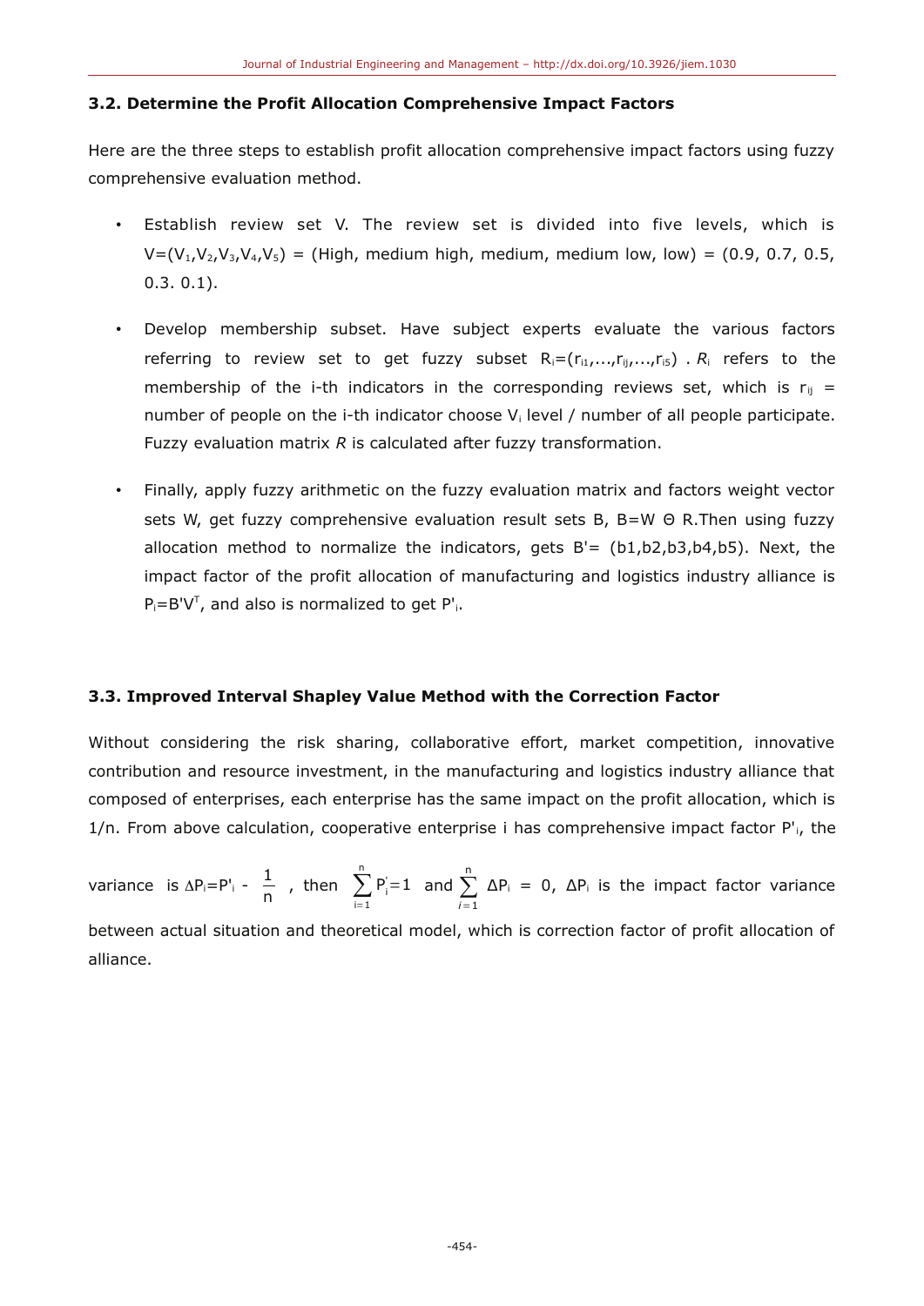### 3.2. Determine the Profit Allocation Comprehensive Impact Factors

Here are the three steps to establish profit allocation comprehensive impact factors using fuzzy comprehensive evaluation method.

- Establish review set V. The review set is divided into five levels, which is $V=(V_1,V_2,V_3,V_4,V_5)$ = (High, medium high, medium, medium low, low) = (0.9, 0.7, 0.5, 0.3. 0.1).

- Develop membership subset. Have subject experts evaluate the various factors referring to review set to get fuzzy subset $R_i=(r_{i1},...,r_{ij},...,r_{i5})$ . $R_i$ refers to the membership of the i-th indicators in the corresponding reviews set, which is $r_{ij}$ = number of people on the i-th indicator choose $V_i$ level / number of all people participate. Fuzzy evaluation matrix *R* is calculated after fuzzy transformation.

- Finally, apply fuzzy arithmetic on the fuzzy evaluation matrix and factors weight vector sets W, get fuzzy comprehensive evaluation result sets B, $B=W \Theta R$.Then using fuzzy allocation method to normalize the indicators, gets B'= (b1,b2,b3,b4,b5). Next, the impact factor of the profit allocation of manufacturing and logistics industry alliance is $P_i=B'V^T$, and also is normalized to get $P'_i$.

### 3.3. Improved Interval Shapley Value Method with the Correction Factor

Without considering the risk sharing, collaborative effort, market competition, innovative contribution and resource investment, in the manufacturing and logistics industry alliance that composed of enterprises, each enterprise has the same impact on the profit allocation, which is 1/n. From above calculation, cooperative enterprise i has comprehensive impact factor $P'_i$, the variance is $\Delta P_i=P'_i - \frac{1}{n}$ , then $\sum_{i=1}^{n} P'_i=1$ and $\sum_{i=1}^{n} \Delta P_i = 0$, $\Delta P_i$ is the impact factor variance between actual situation and theoretical model, which is correction factor of profit allocation of alliance.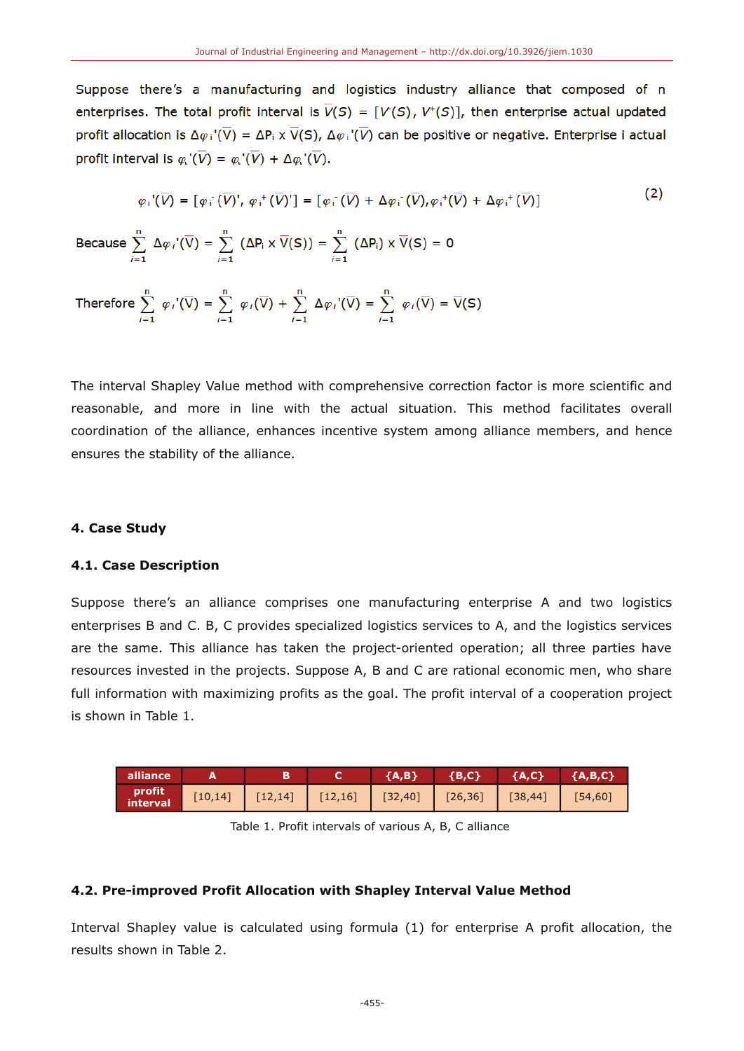Suppose there's a manufacturing and logistics industry alliance that composed of n enterprises. The total profit interval is $\overline{V}(S) = [V^-(S), V^+(S)]$, then enterprise actual updated profit allocation is $\Delta\varphi_i'(\overline{V}) = \Delta P_i \times \overline{V}(S)$, $\Delta\varphi_i'(\overline{V})$ can be positive or negative. Enterprise i actual profit interval is $\varphi_i'(\overline{V}) = \varphi_i'(\overline{V}) + \Delta\varphi_i'(\overline{V})$.

$$\varphi_i'(\overline{V}) = [\varphi_i^-(\overline{V})', \varphi_i^+(\overline{V})'] = [\varphi_i^-(\overline{V}) + \Delta\varphi_i^-(\overline{V}), \varphi_i^+(\overline{V}) + \Delta\varphi_i^+(\overline{V})] \tag{2}$$

Because $\sum_{i=1}^{n} \Delta\varphi_i'(\overline{V}) = \sum_{i=1}^{n} (\Delta P_i \times \overline{V}(S)) = \sum_{i=1}^{n} (\Delta P_i) \times \overline{V}(S) = 0$

Therefore $\sum_{i=1}^{n} \varphi_i'(\overline{V}) = \sum_{i=1}^{n} \varphi_i(\overline{V}) + \sum_{i=1}^{n} \Delta\varphi_i'(\overline{V}) = \sum_{i=1}^{n} \varphi_i(\overline{V}) = \overline{V}(S)$

The interval Shapley Value method with comprehensive correction factor is more scientific and reasonable, and more in line with the actual situation. This method facilitates overall coordination of the alliance, enhances incentive system among alliance members, and hence ensures the stability of the alliance.

## 4. Case Study

### 4.1. Case Description

Suppose there's an alliance comprises one manufacturing enterprise A and two logistics enterprises B and C. B, C provides specialized logistics services to A, and the logistics services are the same. This alliance has taken the project-oriented operation; all three parties have resources invested in the projects. Suppose A, B and C are rational economic men, who share full information with maximizing profits as the goal. The profit interval of a cooperation project is shown in Table 1.

| alliance | A | B | C | {A,B} | {B,C} | {A,C} | {A,B,C} |
|---|---|---|---|---|---|---|---|
| profit interval | [10,14] | [12,14] | [12,16] | [32,40] | [26,36] | [38,44] | [54,60] |

Table 1. Profit intervals of various A, B, C alliance

### 4.2. Pre-improved Profit Allocation with Shapley Interval Value Method

Interval Shapley value is calculated using formula (1) for enterprise A profit allocation, the results shown in Table 2.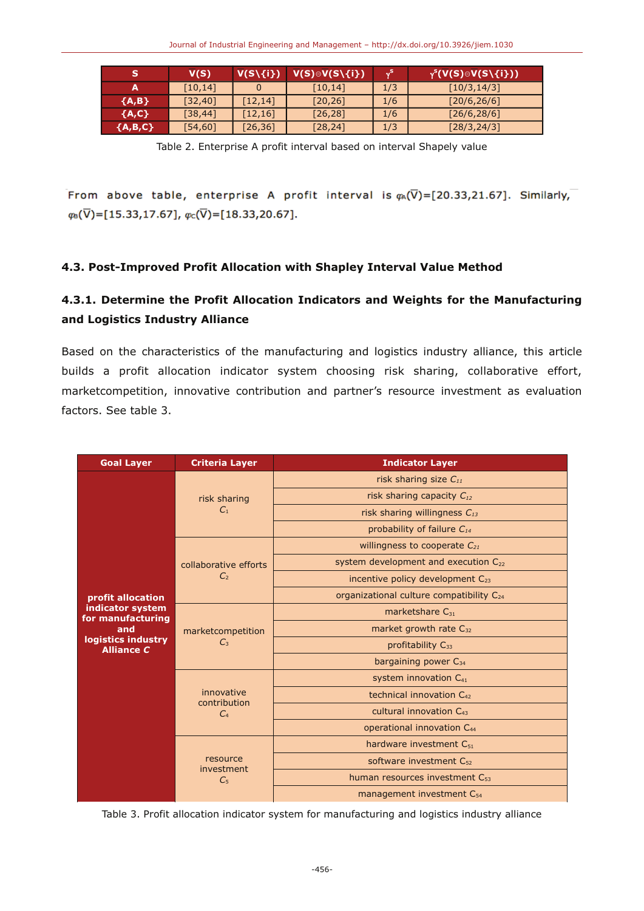| S | V(S) | V(S\{i}) | V(S)⊖V(S\{i}) | $\gamma^s$ | $\gamma^s$(V(S)⊖V(S\{i})) |
|---|---|---|---|---|---|
| A | [10,14] | 0 | [10,14] | 1/3 | [10/3,14/3] |
| {A,B} | [32,40] | [12,14] | [20,26] | 1/6 | [20/6,26/6] |
| {A,C} | [38,44] | [12,16] | [26,28] | 1/6 | [26/6,28/6] |
| {A,B,C} | [54,60] | [26,36] | [28,24] | 1/3 | [28/3,24/3] |

Table 2. Enterprise A profit interval based on interval Shapely value

From above table, enterprise A profit interval is $\varphi_A(\bar{V})$=[20.33,21.67]. Similarly, $\varphi_B(\bar{V})$=[15.33,17.67], $\varphi_C(\bar{V})$=[18.33,20.67].

### 4.3. Post-Improved Profit Allocation with Shapley Interval Value Method

#### 4.3.1. Determine the Profit Allocation Indicators and Weights for the Manufacturing and Logistics Industry Alliance

Based on the characteristics of the manufacturing and logistics industry alliance, this article builds a profit allocation indicator system choosing risk sharing, collaborative effort, marketcompetition, innovative contribution and partner's resource investment as evaluation factors. See table 3.

| Goal Layer | Criteria Layer | Indicator Layer |
|---|---|---|
| profit allocation indicator system for manufacturing and logistics industry Alliance *C* | risk sharing $C_1$ | risk sharing size $C_{11}$ |
| | | risk sharing capacity $C_{12}$ |
| | | risk sharing willingness $C_{13}$ |
| | | probability of failure $C_{14}$ |
| | collaborative efforts $C_2$ | willingness to cooperate $C_{21}$ |
| | | system development and execution $C_{22}$ |
| | | incentive policy development $C_{23}$ |
| | | organizational culture compatibility $C_{24}$ |
| | marketcompetition $C_3$ | marketshare $C_{31}$ |
| | | market growth rate $C_{32}$ |
| | | profitability $C_{33}$ |
| | | bargaining power $C_{34}$ |
| | innovative contribution $C_4$ | system innovation $C_{41}$ |
| | | technical innovation $C_{42}$ |
| | | cultural innovation $C_{43}$ |
| | | operational innovation $C_{44}$ |
| | resource investment $C_5$ | hardware investment $C_{51}$ |
| | | software investment $C_{52}$ |
| | | human resources investment $C_{53}$ |
| | | management investment $C_{54}$ |

Table 3. Profit allocation indicator system for manufacturing and logistics industry alliance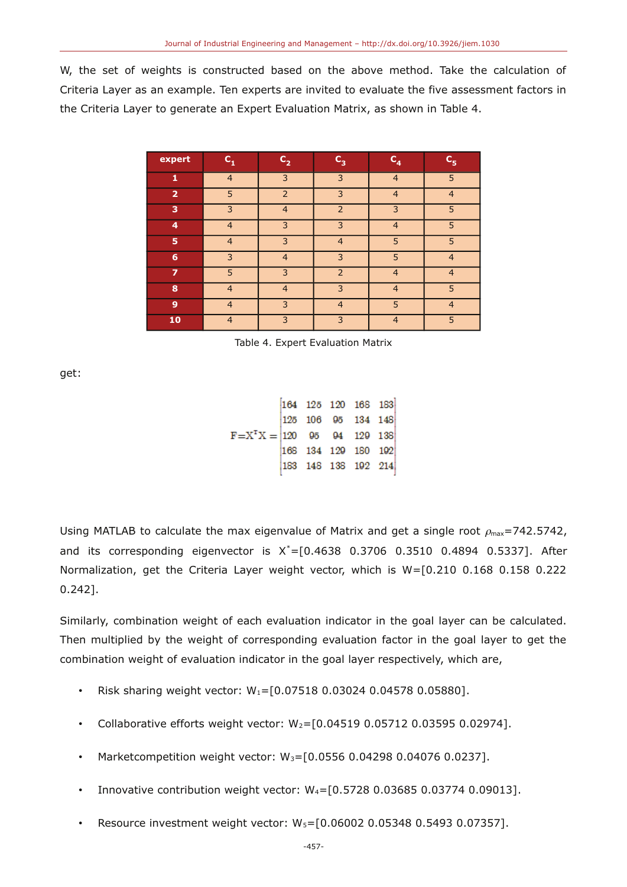W, the set of weights is constructed based on the above method. Take the calculation of Criteria Layer as an example. Ten experts are invited to evaluate the five assessment factors in the Criteria Layer to generate an Expert Evaluation Matrix, as shown in Table 4.

| expert | $C_1$ | $C_2$ | $C_3$ | $C_4$ | $C_5$ |
|---|---|---|---|---|---|
| 1 | 4 | 3 | 3 | 4 | 5 |
| 2 | 5 | 2 | 3 | 4 | 4 |
| 3 | 3 | 4 | 2 | 3 | 5 |
| 4 | 4 | 3 | 3 | 4 | 5 |
| 5 | 4 | 3 | 4 | 5 | 5 |
| 6 | 3 | 4 | 3 | 5 | 4 |
| 7 | 5 | 3 | 2 | 4 | 4 |
| 8 | 4 | 4 | 3 | 4 | 5 |
| 9 | 4 | 3 | 4 | 5 | 4 |
| 10 | 4 | 3 | 3 | 4 | 5 |

Table 4. Expert Evaluation Matrix

get:

$$F=X^TX=\begin{vmatrix} 164 & 125 & 120 & 168 & 183 \\ 125 & 106 & 95 & 134 & 148 \\ 120 & 95 & 94 & 129 & 138 \\ 168 & 134 & 129 & 180 & 192 \\ 183 & 148 & 138 & 192 & 214 \end{vmatrix}$$

Using MATLAB to calculate the max eigenvalue of Matrix and get a single root $\rho_{max}$=742.5742, and its corresponding eigenvector is $X^*$=[0.4638 0.3706 0.3510 0.4894 0.5337]. After Normalization, get the Criteria Layer weight vector, which is W=[0.210 0.168 0.158 0.222 0.242].

Similarly, combination weight of each evaluation indicator in the goal layer can be calculated. Then multiplied by the weight of corresponding evaluation factor in the goal layer to get the combination weight of evaluation indicator in the goal layer respectively, which are,

- Risk sharing weight vector: $W_1$=[0.07518 0.03024 0.04578 0.05880].
- Collaborative efforts weight vector: $W_2$=[0.04519 0.05712 0.03595 0.02974].
- Marketcompetition weight vector: $W_3$=[0.0556 0.04298 0.04076 0.0237].
- Innovative contribution weight vector: $W_4$=[0.5728 0.03685 0.03774 0.09013].
- Resource investment weight vector: $W_5$=[0.06002 0.05348 0.5493 0.07357].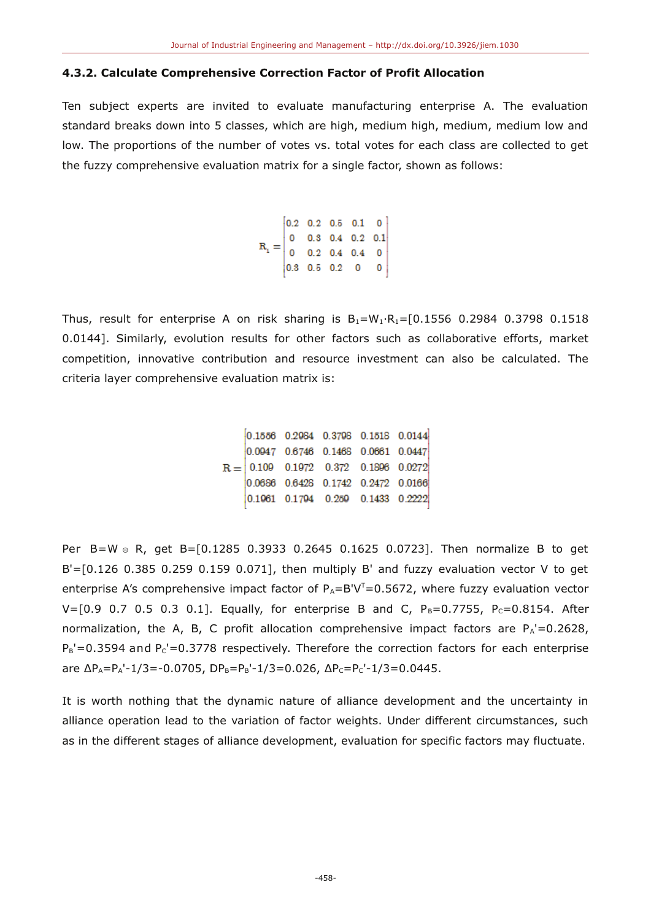#### 4.3.2. Calculate Comprehensive Correction Factor of Profit Allocation

Ten subject experts are invited to evaluate manufacturing enterprise A. The evaluation standard breaks down into 5 classes, which are high, medium high, medium, medium low and low. The proportions of the number of votes vs. total votes for each class are collected to get the fuzzy comprehensive evaluation matrix for a single factor, shown as follows:

$$R_1 = \begin{bmatrix} 0.2 & 0.2 & 0.5 & 0.1 & 0 \\ 0 & 0.3 & 0.4 & 0.2 & 0.1 \\ 0 & 0.2 & 0.4 & 0.4 & 0 \\ 0.3 & 0.5 & 0.2 & 0 & 0 \end{bmatrix}$$

Thus, result for enterprise A on risk sharing is $B_1=W_1 \cdot R_1=[0.1556\ 0.2984\ 0.3798\ 0.1518\ 0.0144]$. Similarly, evolution results for other factors such as collaborative efforts, market competition, innovative contribution and resource investment can also be calculated. The criteria layer comprehensive evaluation matrix is:

$$R = \begin{bmatrix} 0.1556 & 0.2984 & 0.3798 & 0.1518 & 0.0144 \\ 0.0947 & 0.6746 & 0.1468 & 0.0661 & 0.0447 \\ 0.109 & 0.1972 & 0.372 & 0.1896 & 0.0272 \\ 0.0686 & 0.6428 & 0.1742 & 0.2472 & 0.0166 \\ 0.1961 & 0.1794 & 0.259 & 0.1433 & 0.2222 \end{bmatrix}$$

Per $B=W \circ R$, get $B=[0.1285\ 0.3933\ 0.2645\ 0.1625\ 0.0723]$. Then normalize B to get $B'=[0.126\ 0.385\ 0.259\ 0.159\ 0.071]$, then multiply B' and fuzzy evaluation vector V to get enterprise A's comprehensive impact factor of $P_A=B'V^T=0.5672$, where fuzzy evaluation vector $V=[0.9\ 0.7\ 0.5\ 0.3\ 0.1]$. Equally, for enterprise B and C, $P_B=0.7755$, $P_C=0.8154$. After normalization, the A, B, C profit allocation comprehensive impact factors are $P_A'=0.2628$, $P_B'=0.3594$ and $P_C'=0.3778$ respectively. Therefore the correction factors for each enterprise are $\Delta P_A=P_A'-1/3=-0.0705$, $DP_B=P_B'-1/3=0.026$, $\Delta P_C=P_C'-1/3=0.0445$.

It is worth nothing that the dynamic nature of alliance development and the uncertainty in alliance operation lead to the variation of factor weights. Under different circumstances, such as in the different stages of alliance development, evaluation for specific factors may fluctuate.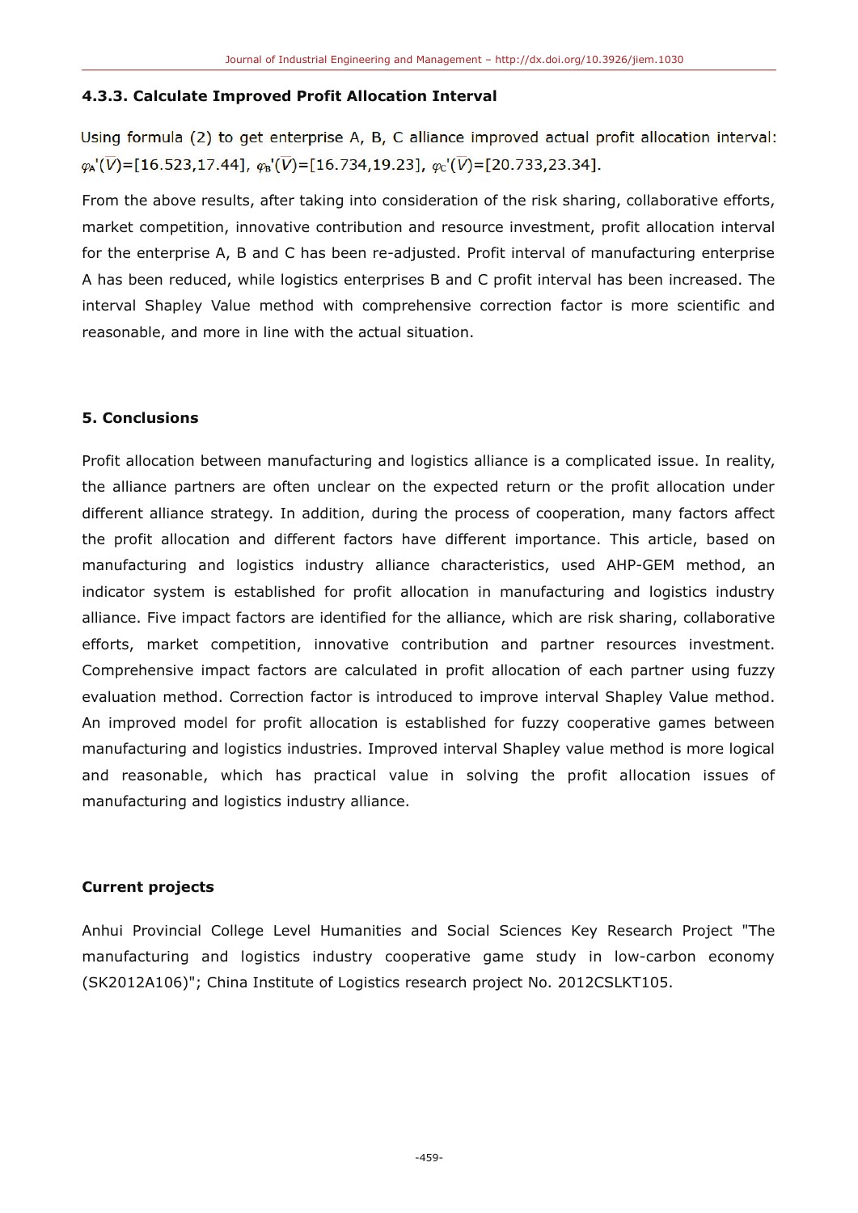#### 4.3.3. Calculate Improved Profit Allocation Interval

Using formula (2) to get enterprise A, B, C alliance improved actual profit allocation interval: $\varphi_A'(\overline{V})$=[16.523,17.44], $\varphi_B'(\overline{V})$=[16.734,19.23], $\varphi_C'(\overline{V})$=[20.733,23.34].

From the above results, after taking into consideration of the risk sharing, collaborative efforts, market competition, innovative contribution and resource investment, profit allocation interval for the enterprise A, B and C has been re-adjusted. Profit interval of manufacturing enterprise A has been reduced, while logistics enterprises B and C profit interval has been increased. The interval Shapley Value method with comprehensive correction factor is more scientific and reasonable, and more in line with the actual situation.

## 5. Conclusions

Profit allocation between manufacturing and logistics alliance is a complicated issue. In reality, the alliance partners are often unclear on the expected return or the profit allocation under different alliance strategy. In addition, during the process of cooperation, many factors affect the profit allocation and different factors have different importance. This article, based on manufacturing and logistics industry alliance characteristics, used AHP-GEM method, an indicator system is established for profit allocation in manufacturing and logistics industry alliance. Five impact factors are identified for the alliance, which are risk sharing, collaborative efforts, market competition, innovative contribution and partner resources investment. Comprehensive impact factors are calculated in profit allocation of each partner using fuzzy evaluation method. Correction factor is introduced to improve interval Shapley Value method. An improved model for profit allocation is established for fuzzy cooperative games between manufacturing and logistics industries. Improved interval Shapley value method is more logical and reasonable, which has practical value in solving the profit allocation issues of manufacturing and logistics industry alliance.

## Current projects

Anhui Provincial College Level Humanities and Social Sciences Key Research Project "The manufacturing and logistics industry cooperative game study in low-carbon economy (SK2012A106)"; China Institute of Logistics research project No. 2012CSLKT105.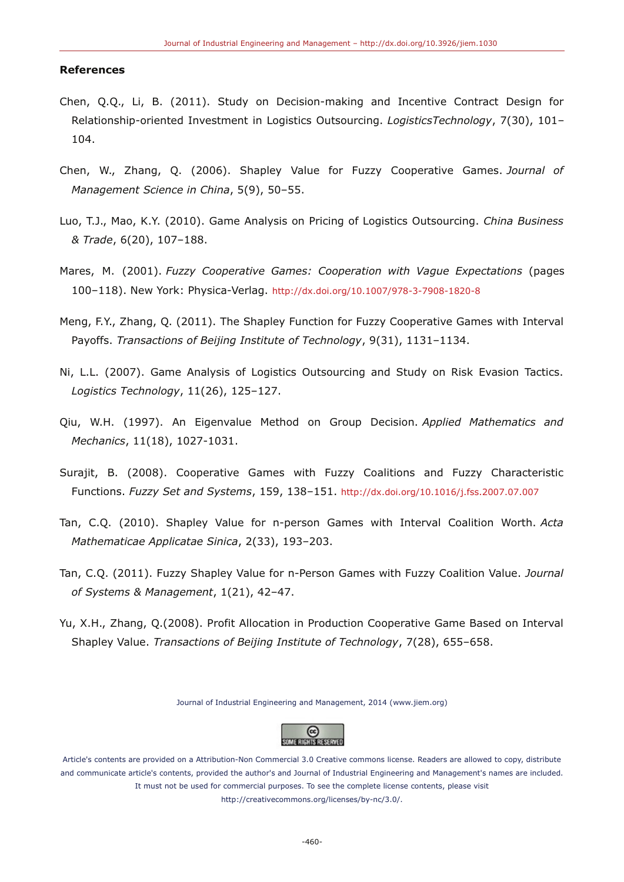## References

Chen, Q.Q., Li, B. (2011). Study on Decision-making and Incentive Contract Design for Relationship-oriented Investment in Logistics Outsourcing. *LogisticsTechnology*, 7(30), 101–104.

Chen, W., Zhang, Q. (2006). Shapley Value for Fuzzy Cooperative Games. *Journal of Management Science in China*, 5(9), 50–55.

Luo, T.J., Mao, K.Y. (2010). Game Analysis on Pricing of Logistics Outsourcing. *China Business & Trade*, 6(20), 107–188.

Mares, M. (2001). *Fuzzy Cooperative Games: Cooperation with Vague Expectations* (pages 100–118). New York: Physica-Verlag. http://dx.doi.org/10.1007/978-3-7908-1820-8

Meng, F.Y., Zhang, Q. (2011). The Shapley Function for Fuzzy Cooperative Games with Interval Payoffs. *Transactions of Beijing Institute of Technology*, 9(31), 1131–1134.

Ni, L.L. (2007). Game Analysis of Logistics Outsourcing and Study on Risk Evasion Tactics. *Logistics Technology*, 11(26), 125–127.

Qiu, W.H. (1997). An Eigenvalue Method on Group Decision. *Applied Mathematics and Mechanics*, 11(18), 1027-1031.

Surajit, B. (2008). Cooperative Games with Fuzzy Coalitions and Fuzzy Characteristic Functions. *Fuzzy Set and Systems*, 159, 138–151. http://dx.doi.org/10.1016/j.fss.2007.07.007

Tan, C.Q. (2010). Shapley Value for n-person Games with Interval Coalition Worth. *Acta Mathematicae Applicatae Sinica*, 2(33), 193–203.

Tan, C.Q. (2011). Fuzzy Shapley Value for n-Person Games with Fuzzy Coalition Value. *Journal of Systems & Management*, 1(21), 42–47.

Yu, X.H., Zhang, Q.(2008). Profit Allocation in Production Cooperative Game Based on Interval Shapley Value. *Transactions of Beijing Institute of Technology*, 7(28), 655–658.

Journal of Industrial Engineering and Management, 2014 (www.jiem.org)

Article's contents are provided on a Attribution-Non Commercial 3.0 Creative commons license. Readers are allowed to copy, distribute and communicate article's contents, provided the author's and Journal of Industrial Engineering and Management's names are included. It must not be used for commercial purposes. To see the complete license contents, please visit http://creativecommons.org/licenses/by-nc/3.0/.